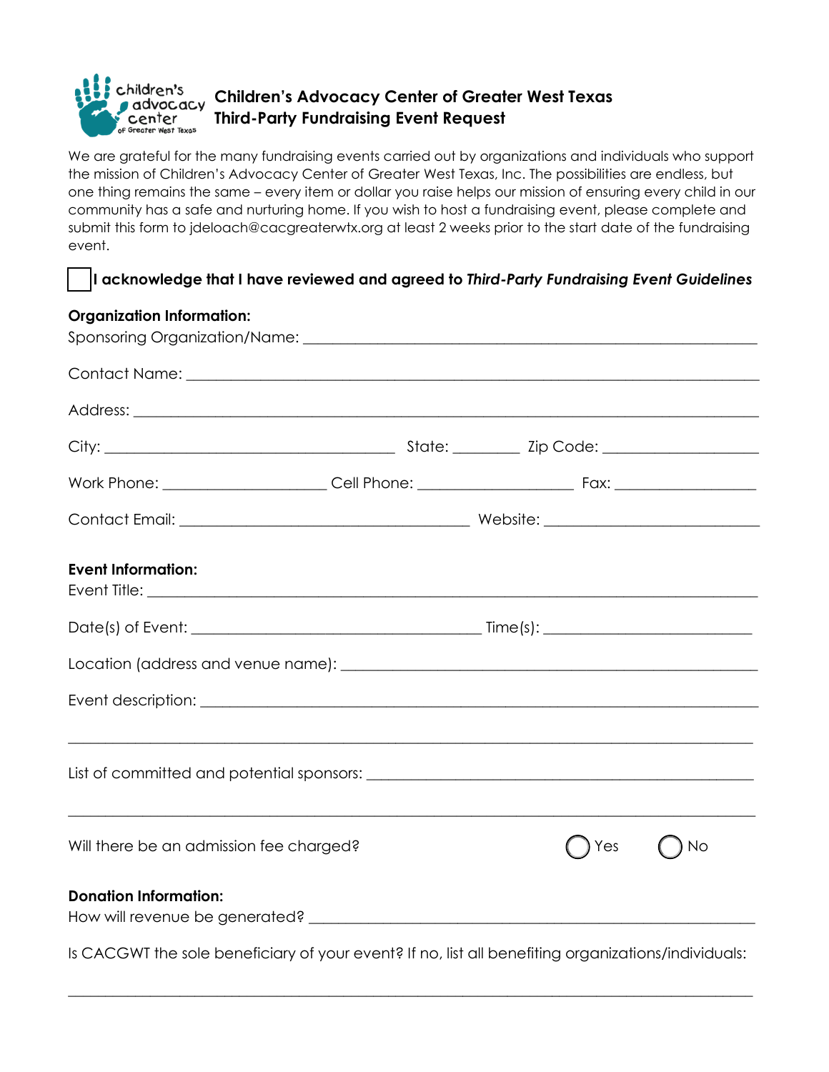# Children's Advocacy Center of Greater West Texas
## Third-Party Fundraising Event Request

We are grateful for the many fundraising events carried out by organizations and individuals who support the mission of Children's Advocacy Center of Greater West Texas, Inc. The possibilities are endless, but one thing remains the same – every item or dollar you raise helps our mission of ensuring every child in our community has a safe and nurturing home. If you wish to host a fundraising event, please complete and submit this form to jdeloach@cacgreaterwtx.org at least 2 weeks prior to the start date of the fundraising event.

☐ **I acknowledge that I have reviewed and agreed to *Third-Party Fundraising Event Guidelines***

**Organization Information:**

Sponsoring Organization/Name: ____________________________________________

Contact Name: ____________________________________________

Address: ____________________________________________

City: ______________________ State: _________ Zip Code: ____________________

Work Phone: ____________________ Cell Phone: ____________________ Fax: __________________

Contact Email: ______________________________ Website: __________________________

**Event Information:**

Event Title: ____________________________________________

Date(s) of Event: ______________________________ Time(s): __________________________

Location (address and venue name): ____________________________________________

Event description: ____________________________________________

____________________________________________

List of committed and potential sponsors: ____________________________________________

____________________________________________

Will there be an admission fee charged? ◯ Yes ◯ No

**Donation Information:**

How will revenue be generated? ____________________________________________

Is CACGWT the sole beneficiary of your event? If no, list all benefiting organizations/individuals:

____________________________________________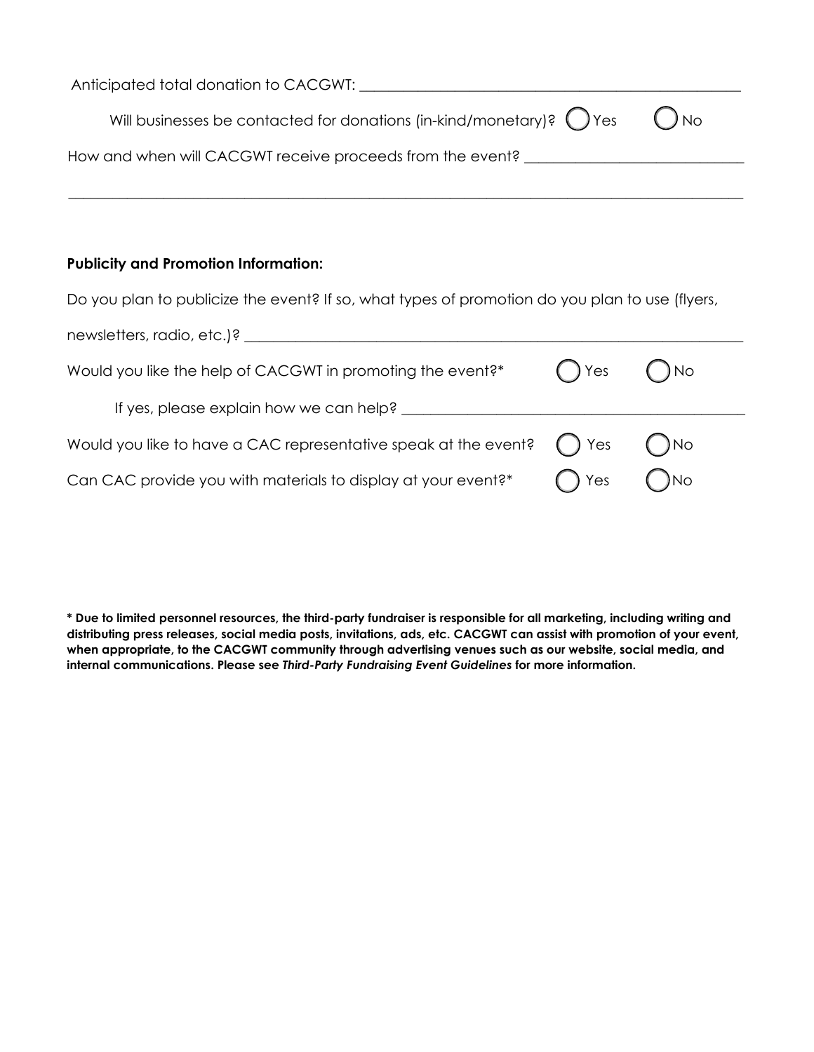Anticipated total donation to CACGWT: ______________________________________________

Will businesses be contacted for donations (in-kind/monetary)? ◯ Yes ◯ No

How and when will CACGWT receive proceeds from the event? ___________________________

_____________________________________________________________________________

**Publicity and Promotion Information:**

Do you plan to publicize the event? If so, what types of promotion do you plan to use (flyers, newsletters, radio, etc.)? ___________________________________________________________

Would you like the help of CACGWT in promoting the event?* ◯ Yes ◯ No

If yes, please explain how we can help? ______________________________________

Would you like to have a CAC representative speak at the event? ◯ Yes ◯ No

Can CAC provide you with materials to display at your event?* ◯ Yes ◯ No

**\* Due to limited personnel resources, the third-party fundraiser is responsible for all marketing, including writing and distributing press releases, social media posts, invitations, ads, etc. CACGWT can assist with promotion of your event, when appropriate, to the CACGWT community through advertising venues such as our website, social media, and internal communications. Please see *Third-Party Fundraising Event Guidelines* for more information.**